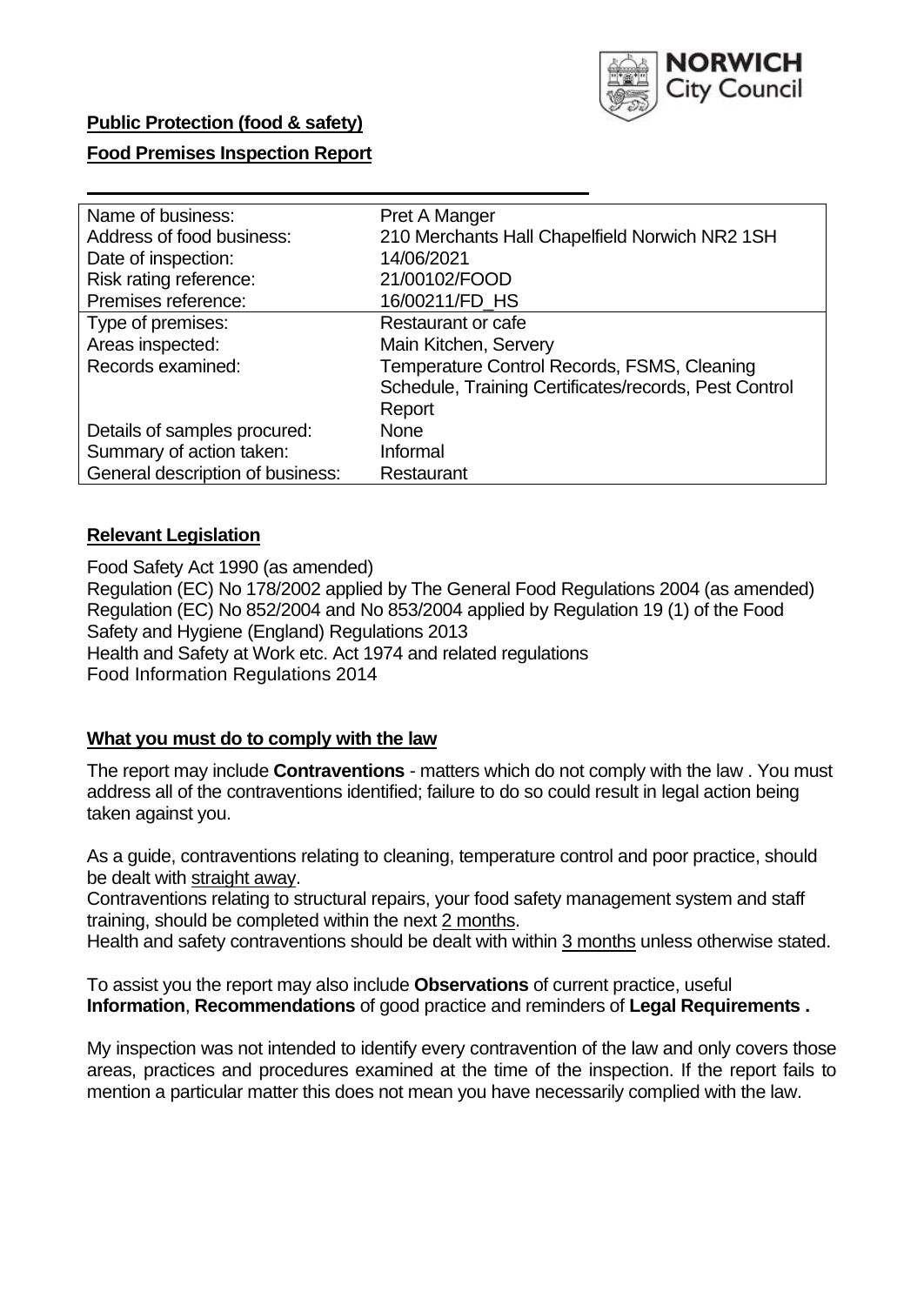**Public Protection (food & safety)**

**Food Premises Inspection Report**

| Name of business: | Pret A Manger |
|---|---|
| Address of food business: | 210 Merchants Hall Chapelfield Norwich NR2 1SH |
| Date of inspection: | 14/06/2021 |
| Risk rating reference: | 21/00102/FOOD |
| Premises reference: | 16/00211/FD_HS |
| Type of premises: | Restaurant or cafe |
| Areas inspected: | Main Kitchen, Servery |
| Records examined: | Temperature Control Records, FSMS, Cleaning Schedule, Training Certificates/records, Pest Control Report |
| Details of samples procured: | None |
| Summary of action taken: | Informal |
| General description of business: | Restaurant |

## **Relevant Legislation**

Food Safety Act 1990 (as amended)
Regulation (EC) No 178/2002 applied by The General Food Regulations 2004 (as amended)
Regulation (EC) No 852/2004 and No 853/2004 applied by Regulation 19 (1) of the Food Safety and Hygiene (England) Regulations 2013
Health and Safety at Work etc. Act 1974 and related regulations
Food Information Regulations 2014

## **What you must do to comply with the law**

The report may include **Contraventions** - matters which do not comply with the law . You must address all of the contraventions identified; failure to do so could result in legal action being taken against you.

As a guide, contraventions relating to cleaning, temperature control and poor practice, should be dealt with straight away.
Contraventions relating to structural repairs, your food safety management system and staff training, should be completed within the next 2 months.
Health and safety contraventions should be dealt with within 3 months unless otherwise stated.

To assist you the report may also include **Observations** of current practice, useful **Information**, **Recommendations** of good practice and reminders of **Legal Requirements .**

My inspection was not intended to identify every contravention of the law and only covers those areas, practices and procedures examined at the time of the inspection. If the report fails to mention a particular matter this does not mean you have necessarily complied with the law.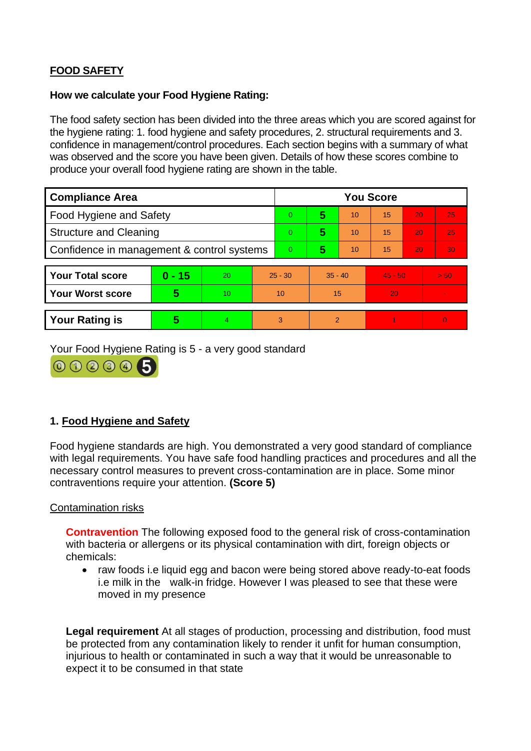## FOOD SAFETY

**How we calculate your Food Hygiene Rating:**

The food safety section has been divided into the three areas which you are scored against for the hygiene rating: 1. food hygiene and safety procedures, 2. structural requirements and 3. confidence in management/control procedures. Each section begins with a summary of what was observed and the score you have been given. Details of how these scores combine to produce your overall food hygiene rating are shown in the table.

| Compliance Area | You Score | | | | | |
|---|---|---|---|---|---|---|
| Food Hygiene and Safety | 0 | **5** | 10 | 15 | 20 | 25 |
| Structure and Cleaning | 0 | **5** | 10 | 15 | 20 | 25 |
| Confidence in management & control systems | 0 | **5** | 10 | 15 | 20 | 30 |

| | | | | | | |
|---|---|---|---|---|---|---|
| **Your Total score** | **0 - 15** | 20 | 25 - 30 | 35 - 40 | 45 - 50 | > 50 |
| **Your Worst score** | **5** | 10 | 10 | 15 | 20 | - |

| | | | | | | |
|---|---|---|---|---|---|---|
| **Your Rating is** | **5** | 4 | 3 | 2 | 1 | 0 |

Your Food Hygiene Rating is 5 - a very good standard

### 1. Food Hygiene and Safety

Food hygiene standards are high. You demonstrated a very good standard of compliance with legal requirements. You have safe food handling practices and procedures and all the necessary control measures to prevent cross-contamination are in place. Some minor contraventions require your attention. **(Score 5)**

Contamination risks

**Contravention** The following exposed food to the general risk of cross-contamination with bacteria or allergens or its physical contamination with dirt, foreign objects or chemicals:

- raw foods i.e liquid egg and bacon were being stored above ready-to-eat foods i.e milk in the walk-in fridge. However I was pleased to see that these were moved in my presence

**Legal requirement** At all stages of production, processing and distribution, food must be protected from any contamination likely to render it unfit for human consumption, injurious to health or contaminated in such a way that it would be unreasonable to expect it to be consumed in that state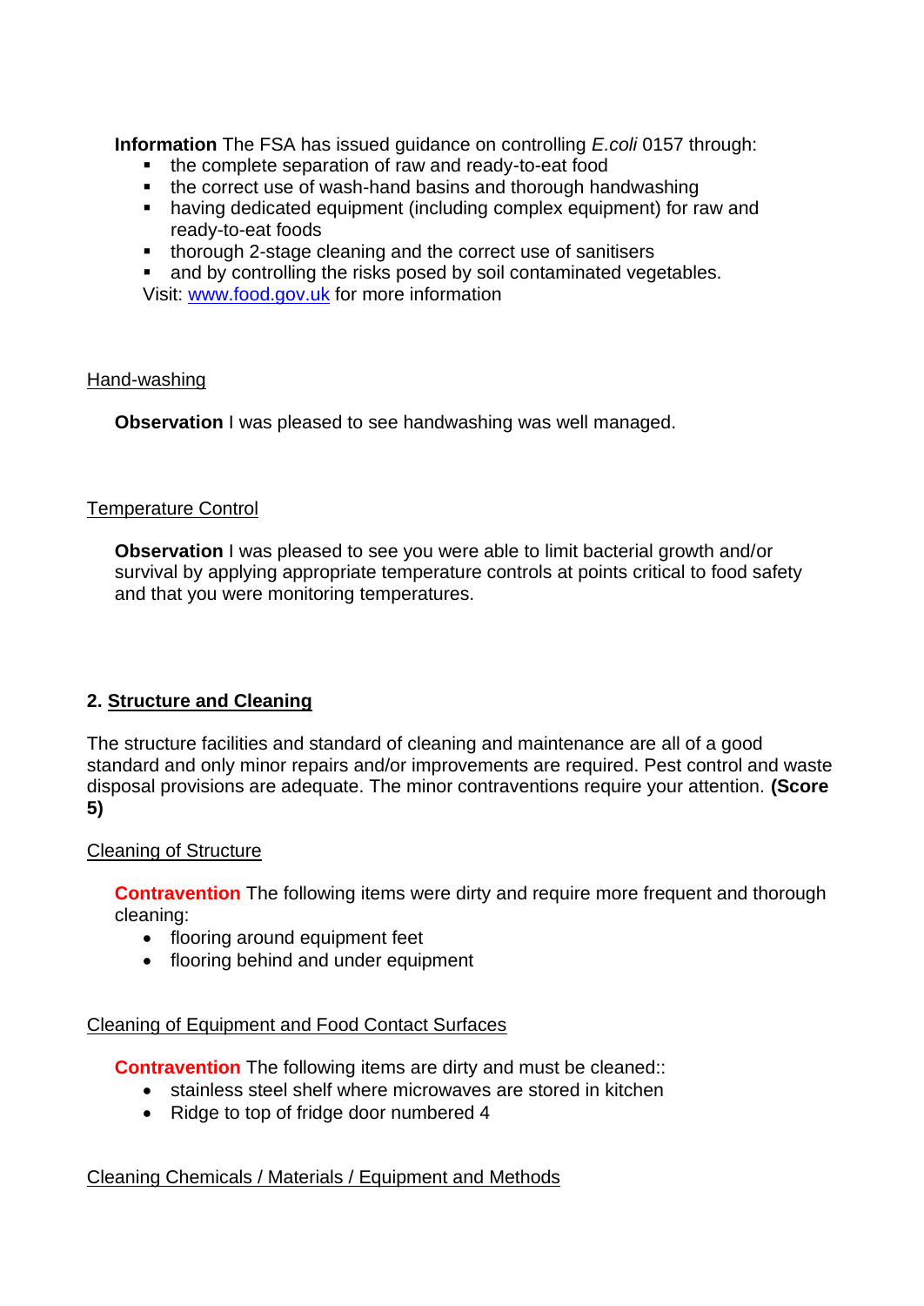**Information** The FSA has issued guidance on controlling *E.coli* 0157 through:

- the complete separation of raw and ready-to-eat food
- the correct use of wash-hand basins and thorough handwashing
- having dedicated equipment (including complex equipment) for raw and ready-to-eat foods
- thorough 2-stage cleaning and the correct use of sanitisers
- and by controlling the risks posed by soil contaminated vegetables.

Visit: [www.food.gov.uk](http://www.food.gov.uk) for more information

Hand-washing

**Observation** I was pleased to see handwashing was well managed.

Temperature Control

**Observation** I was pleased to see you were able to limit bacterial growth and/or survival by applying appropriate temperature controls at points critical to food safety and that you were monitoring temperatures.

## 2. Structure and Cleaning

The structure facilities and standard of cleaning and maintenance are all of a good standard and only minor repairs and/or improvements are required. Pest control and waste disposal provisions are adequate. The minor contraventions require your attention. **(Score 5)**

Cleaning of Structure

**Contravention** The following items were dirty and require more frequent and thorough cleaning:

- flooring around equipment feet
- flooring behind and under equipment

Cleaning of Equipment and Food Contact Surfaces

**Contravention** The following items are dirty and must be cleaned::

- stainless steel shelf where microwaves are stored in kitchen
- Ridge to top of fridge door numbered 4

Cleaning Chemicals / Materials / Equipment and Methods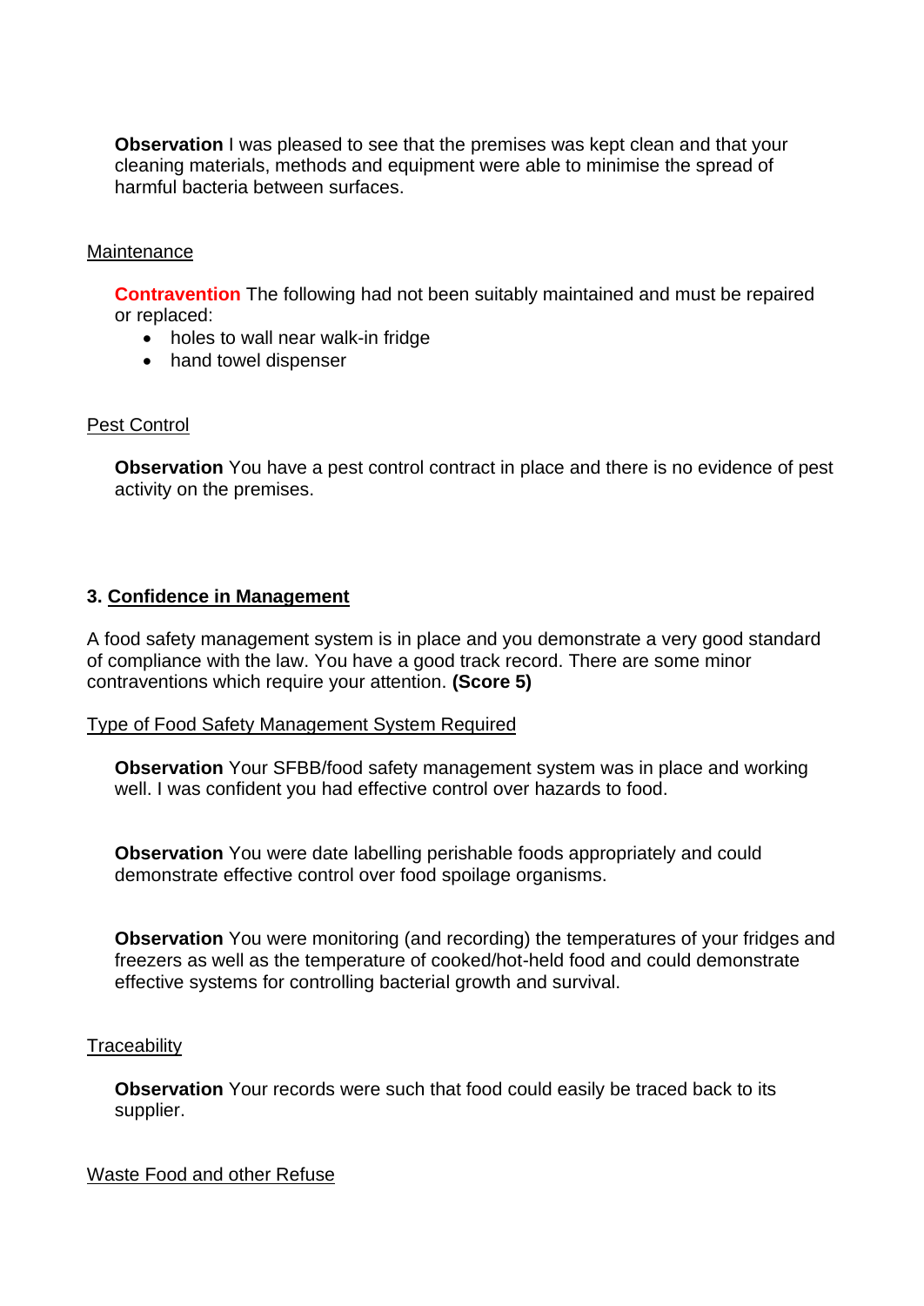**Observation** I was pleased to see that the premises was kept clean and that your cleaning materials, methods and equipment were able to minimise the spread of harmful bacteria between surfaces.

Maintenance

**Contravention** The following had not been suitably maintained and must be repaired or replaced:

- holes to wall near walk-in fridge
- hand towel dispenser

Pest Control

**Observation** You have a pest control contract in place and there is no evidence of pest activity on the premises.

### 3. Confidence in Management

A food safety management system is in place and you demonstrate a very good standard of compliance with the law. You have a good track record. There are some minor contraventions which require your attention. **(Score 5)**

Type of Food Safety Management System Required

**Observation** Your SFBB/food safety management system was in place and working well. I was confident you had effective control over hazards to food.

**Observation** You were date labelling perishable foods appropriately and could demonstrate effective control over food spoilage organisms.

**Observation** You were monitoring (and recording) the temperatures of your fridges and freezers as well as the temperature of cooked/hot-held food and could demonstrate effective systems for controlling bacterial growth and survival.

Traceability

**Observation** Your records were such that food could easily be traced back to its supplier.

Waste Food and other Refuse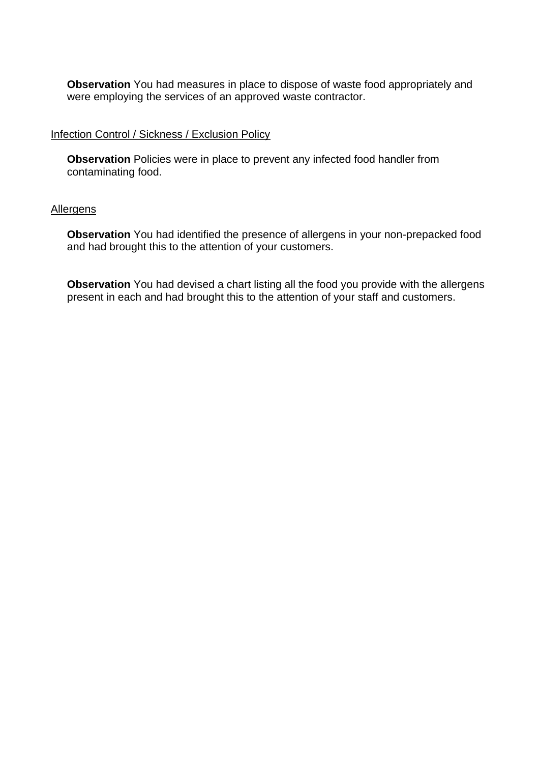**Observation** You had measures in place to dispose of waste food appropriately and were employing the services of an approved waste contractor.

<u>Infection Control / Sickness / Exclusion Policy</u>

**Observation** Policies were in place to prevent any infected food handler from contaminating food.

<u>Allergens</u>

**Observation** You had identified the presence of allergens in your non-prepacked food and had brought this to the attention of your customers.

**Observation** You had devised a chart listing all the food you provide with the allergens present in each and had brought this to the attention of your staff and customers.